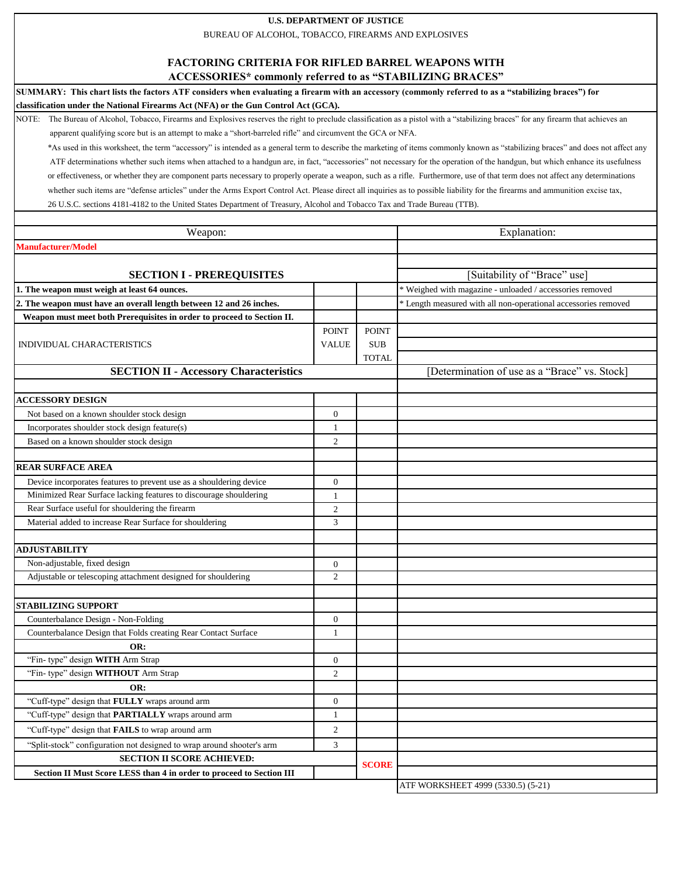U.S. DEPARTMENT OF JUSTICE

BUREAU OF ALCOHOL, TOBACCO, FIREARMS AND EXPLOSIVES

# FACTORING CRITERIA FOR RIFLED BARREL WEAPONS WITH ACCESSORIES* commonly referred to as "STABILIZING BRACES"

**SUMMARY: This chart lists the factors ATF considers when evaluating a firearm with an accessory (commonly referred to as a "stabilizing braces") for classification under the National Firearms Act (NFA) or the Gun Control Act (GCA).**

NOTE: The Bureau of Alcohol, Tobacco, Firearms and Explosives reserves the right to preclude classification as a pistol with a "stabilizing braces" for any firearm that achieves an apparent qualifying score but is an attempt to make a "short-barreled rifle" and circumvent the GCA or NFA.

*As used in this worksheet, the term "accessory" is intended as a general term to describe the marketing of items commonly known as "stabilizing braces" and does not affect any ATF determinations whether such items when attached to a handgun are, in fact, "accessories" not necessary for the operation of the handgun, but which enhance its usefulness or effectiveness, or whether they are component parts necessary to properly operate a weapon, such as a rifle. Furthermore, use of that term does not affect any determinations whether such items are "defense articles" under the Arms Export Control Act. Please direct all inquiries as to possible liability for the firearms and ammunition excise tax, 26 U.S.C. sections 4181-4182 to the United States Department of Treasury, Alcohol and Tobacco Tax and Trade Bureau (TTB).

| Weapon: | | | Explanation: |
|---|---|---|---|
| **Manufacturer/Model** | | | |
| | | | |
| **SECTION I - PREREQUISITES** | | | [Suitability of "Brace" use] |
| **1. The weapon must weigh at least 64 ounces.** | | | * Weighed with magazine - unloaded / accessories removed |
| **2. The weapon must have an overall length between 12 and 26 inches.** | | | * Length measured with all non-operational accessories removed |
| **Weapon must meet both Prerequisites in order to proceed to Section II.** | | | |
| INDIVIDUAL CHARACTERISTICS | POINT VALUE | POINT SUB TOTAL | |
| **SECTION II - Accessory Characteristics** | | | [Determination of use as a "Brace" vs. Stock] |
| | | | |
| **ACCESSORY DESIGN** | | | |
| Not based on a known shoulder stock design | 0 | | |
| Incorporates shoulder stock design feature(s) | 1 | | |
| Based on a known shoulder stock design | 2 | | |
| | | | |
| **REAR SURFACE AREA** | | | |
| Device incorporates features to prevent use as a shouldering device | 0 | | |
| Minimized Rear Surface lacking features to discourage shouldering | 1 | | |
| Rear Surface useful for shouldering the firearm | 2 | | |
| Material added to increase Rear Surface for shouldering | 3 | | |
| | | | |
| **ADJUSTABILITY** | | | |
| Non-adjustable, fixed design | 0 | | |
| Adjustable or telescoping attachment designed for shouldering | 2 | | |
| | | | |
| **STABILIZING SUPPORT** | | | |
| Counterbalance Design - Non-Folding | 0 | | |
| Counterbalance Design that Folds creating Rear Contact Surface | 1 | | |
| **OR:** | | | |
| "Fin- type" design **WITH** Arm Strap | 0 | | |
| "Fin- type" design **WITHOUT** Arm Strap | 2 | | |
| **OR:** | | | |
| "Cuff-type" design that **FULLY** wraps around arm | 0 | | |
| "Cuff-type" design that **PARTIALLY** wraps around arm | 1 | | |
| "Cuff-type" design that **FAILS** to wrap around arm | 2 | | |
| "Split-stock" configuration not designed to wrap around shooter's arm | 3 | | |
| **SECTION II SCORE ACHIEVED:** | | **SCORE** | |
| **Section II Must Score LESS than 4 in order to proceed to Section III** | | | |

ATF WORKSHEET 4999 (5330.5) (5-21)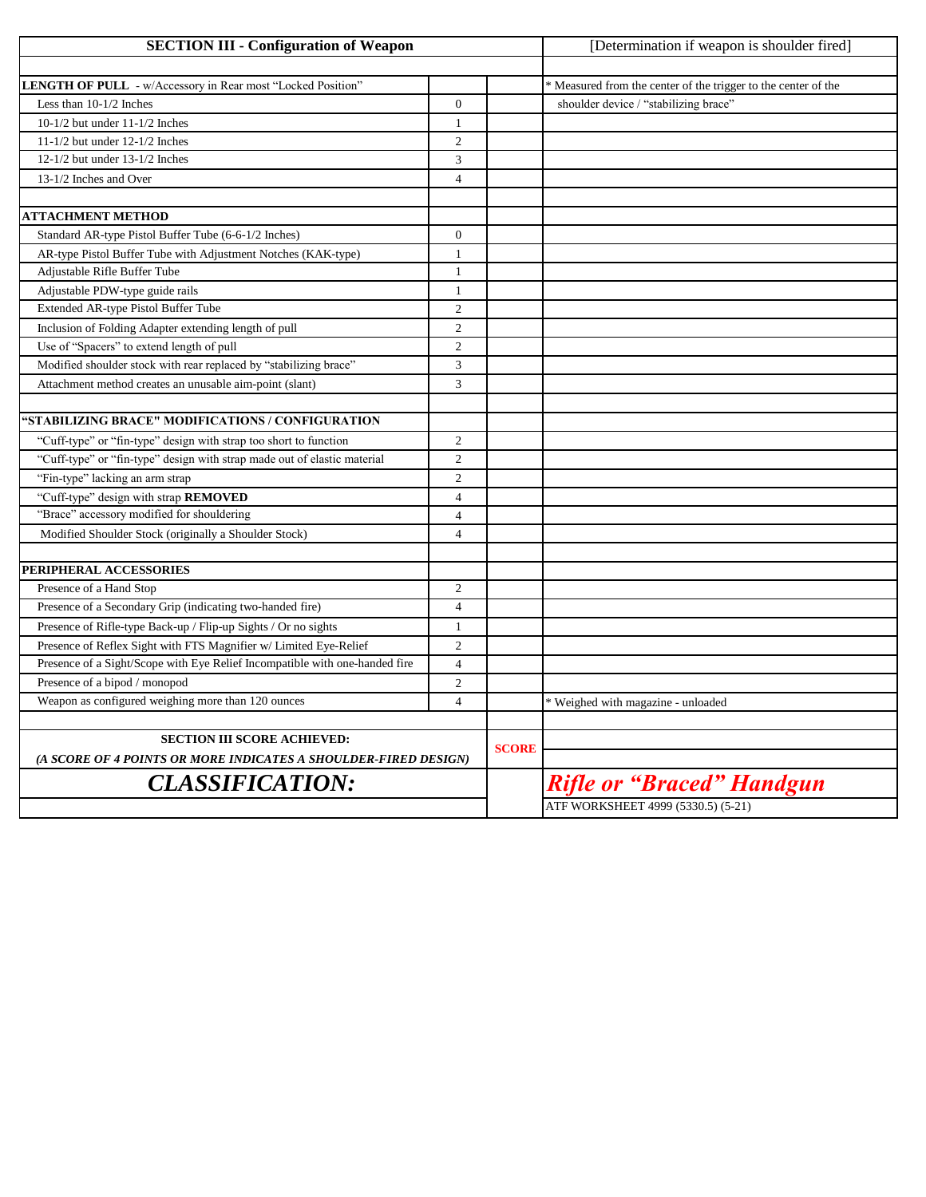| SECTION III - Configuration of Weapon | | | [Determination if weapon is shoulder fired] |
|---|---|---|---|
| | | | |
| **LENGTH OF PULL** - w/Accessory in Rear most "Locked Position" | | | * Measured from the center of the trigger to the center of the shoulder device / "stabilizing brace" |
| Less than 10-1/2 Inches | 0 | | |
| 10-1/2 but under 11-1/2 Inches | 1 | | |
| 11-1/2 but under 12-1/2 Inches | 2 | | |
| 12-1/2 but under 13-1/2 Inches | 3 | | |
| 13-1/2 Inches and Over | 4 | | |
| | | | |
| **ATTACHMENT METHOD** | | | |
| Standard AR-type Pistol Buffer Tube (6-6-1/2 Inches) | 0 | | |
| AR-type Pistol Buffer Tube with Adjustment Notches (KAK-type) | 1 | | |
| Adjustable Rifle Buffer Tube | 1 | | |
| Adjustable PDW-type guide rails | 1 | | |
| Extended AR-type Pistol Buffer Tube | 2 | | |
| Inclusion of Folding Adapter extending length of pull | 2 | | |
| Use of "Spacers" to extend length of pull | 2 | | |
| Modified shoulder stock with rear replaced by "stabilizing brace" | 3 | | |
| Attachment method creates an unusable aim-point (slant) | 3 | | |
| | | | |
| **"STABILIZING BRACE" MODIFICATIONS / CONFIGURATION** | | | |
| "Cuff-type" or "fin-type" design with strap too short to function | 2 | | |
| "Cuff-type" or "fin-type" design with strap made out of elastic material | 2 | | |
| "Fin-type" lacking an arm strap | 2 | | |
| "Cuff-type" design with strap **REMOVED** | 4 | | |
| "Brace" accessory modified for shouldering | 4 | | |
| Modified Shoulder Stock (originally a Shoulder Stock) | 4 | | |
| | | | |
| **PERIPHERAL ACCESSORIES** | | | |
| Presence of a Hand Stop | 2 | | |
| Presence of a Secondary Grip (indicating two-handed fire) | 4 | | |
| Presence of Rifle-type Back-up / Flip-up Sights / Or no sights | 1 | | |
| Presence of Reflex Sight with FTS Magnifier w/ Limited Eye-Relief | 2 | | |
| Presence of a Sight/Scope with Eye Relief Incompatible with one-handed fire | 4 | | |
| Presence of a bipod / monopod | 2 | | |
| Weapon as configured weighing more than 120 ounces | 4 | | * Weighed with magazine - unloaded |
| | | | |
| **SECTION III SCORE ACHIEVED:** ***(A SCORE OF 4 POINTS OR MORE INDICATES A SHOULDER-FIRED DESIGN)*** | | **SCORE** | |
| ***CLASSIFICATION:*** | | | ***Rifle or "Braced" Handgun*** |
| | | | ATF WORKSHEET 4999 (5330.5) (5-21) |